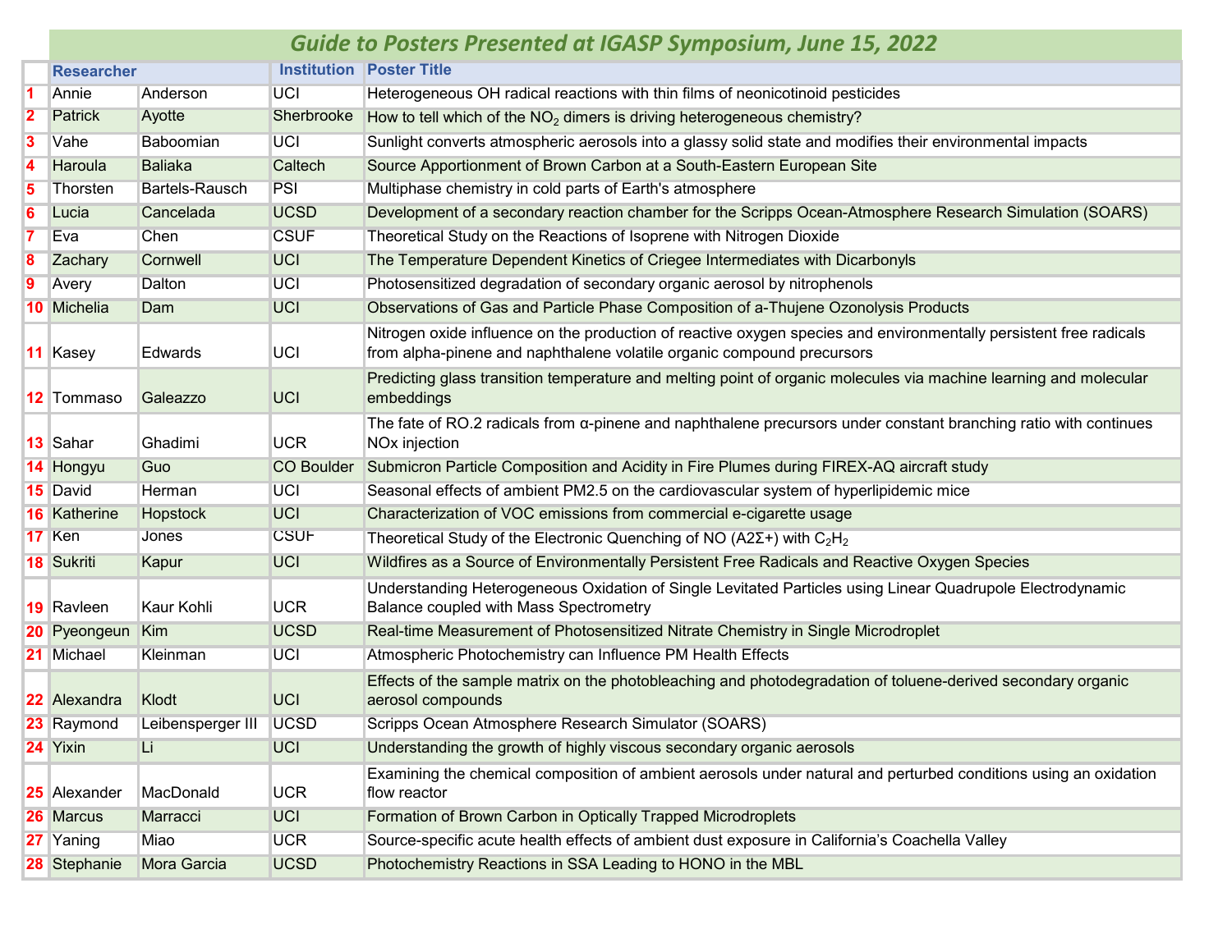# Guide to Posters Presented at IGASP Symposium, June 15, 2022

| | Researcher | | Institution | Poster Title |
|---|---|---|---|---|
| 1 | Annie | Anderson | UCI | Heterogeneous OH radical reactions with thin films of neonicotinoid pesticides |
| 2 | Patrick | Ayotte | Sherbrooke | How to tell which of the $NO_2$ dimers is driving heterogeneous chemistry? |
| 3 | Vahe | Baboomian | UCI | Sunlight converts atmospheric aerosols into a glassy solid state and modifies their environmental impacts |
| 4 | Haroula | Baliaka | Caltech | Source Apportionment of Brown Carbon at a South-Eastern European Site |
| 5 | Thorsten | Bartels-Rausch | PSI | Multiphase chemistry in cold parts of Earth's atmosphere |
| 6 | Lucia | Cancelada | UCSD | Development of a secondary reaction chamber for the Scripps Ocean-Atmosphere Research Simulation (SOARS) |
| 7 | Eva | Chen | CSUF | Theoretical Study on the Reactions of Isoprene with Nitrogen Dioxide |
| 8 | Zachary | Cornwell | UCI | The Temperature Dependent Kinetics of Criegee Intermediates with Dicarbonyls |
| 9 | Avery | Dalton | UCI | Photosensitized degradation of secondary organic aerosol by nitrophenols |
| 10 | Michelia | Dam | UCI | Observations of Gas and Particle Phase Composition of a-Thujene Ozonolysis Products |
| 11 | Kasey | Edwards | UCI | Nitrogen oxide influence on the production of reactive oxygen species and environmentally persistent free radicals from alpha-pinene and naphthalene volatile organic compound precursors |
| 12 | Tommaso | Galeazzo | UCI | Predicting glass transition temperature and melting point of organic molecules via machine learning and molecular embeddings |
| 13 | Sahar | Ghadimi | UCR | The fate of RO.2 radicals from α-pinene and naphthalene precursors under constant branching ratio with continues NOx injection |
| 14 | Hongyu | Guo | CO Boulder | Submicron Particle Composition and Acidity in Fire Plumes during FIREX-AQ aircraft study |
| 15 | David | Herman | UCI | Seasonal effects of ambient PM2.5 on the cardiovascular system of hyperlipidemic mice |
| 16 | Katherine | Hopstock | UCI | Characterization of VOC emissions from commercial e-cigarette usage |
| 17 | Ken | Jones | CSUF | Theoretical Study of the Electronic Quenching of NO (A2Σ+) with $C_2H_2$ |
| 18 | Sukriti | Kapur | UCI | Wildfires as a Source of Environmentally Persistent Free Radicals and Reactive Oxygen Species |
| 19 | Ravleen | Kaur Kohli | UCR | Understanding Heterogeneous Oxidation of Single Levitated Particles using Linear Quadrupole Electrodynamic Balance coupled with Mass Spectrometry |
| 20 | Pyeongeun | Kim | UCSD | Real-time Measurement of Photosensitized Nitrate Chemistry in Single Microdroplet |
| 21 | Michael | Kleinman | UCI | Atmospheric Photochemistry can Influence PM Health Effects |
| 22 | Alexandra | Klodt | UCI | Effects of the sample matrix on the photobleaching and photodegradation of toluene-derived secondary organic aerosol compounds |
| 23 | Raymond | Leibensperger III | UCSD | Scripps Ocean Atmosphere Research Simulator (SOARS) |
| 24 | Yixin | Li | UCI | Understanding the growth of highly viscous secondary organic aerosols |
| 25 | Alexander | MacDonald | UCR | Examining the chemical composition of ambient aerosols under natural and perturbed conditions using an oxidation flow reactor |
| 26 | Marcus | Marracci | UCI | Formation of Brown Carbon in Optically Trapped Microdroplets |
| 27 | Yaning | Miao | UCR | Source-specific acute health effects of ambient dust exposure in California's Coachella Valley |
| 28 | Stephanie | Mora Garcia | UCSD | Photochemistry Reactions in SSA Leading to HONO in the MBL |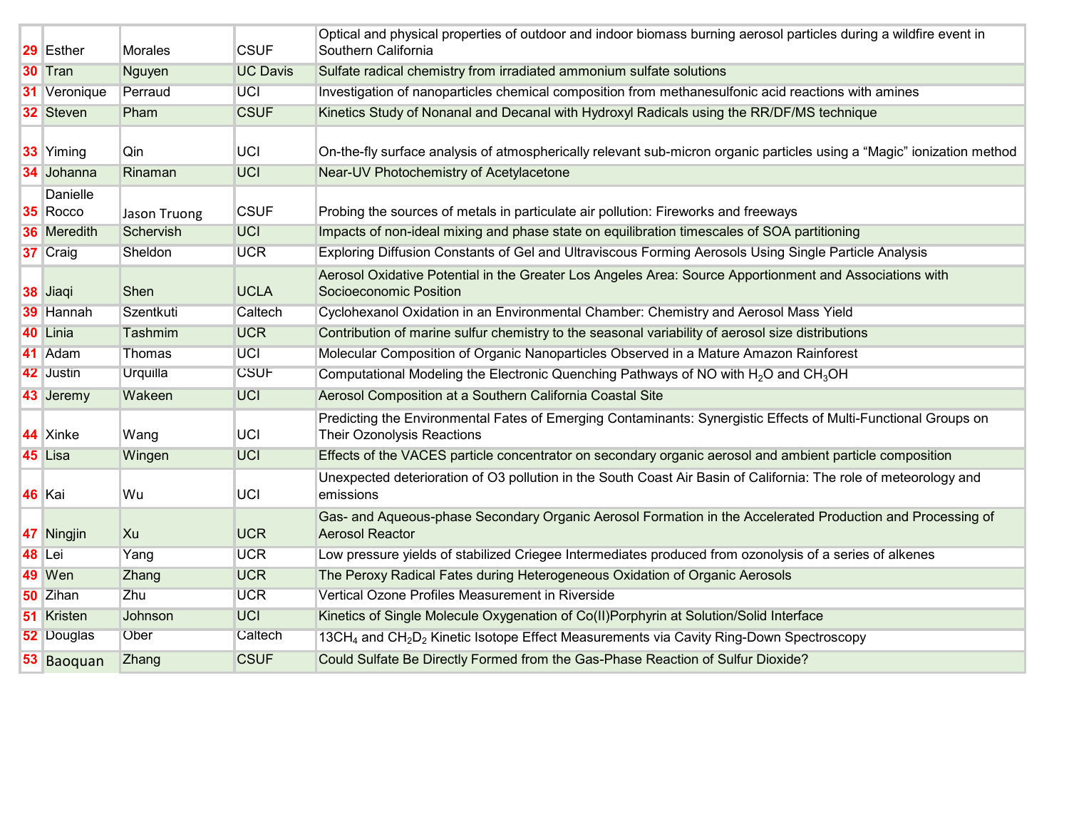| | | | | |
|---|---|---|---|---|
| 29 | Esther | Morales | CSUF | Optical and physical properties of outdoor and indoor biomass burning aerosol particles during a wildfire event in Southern California |
| 30 | Tran | Nguyen | UC Davis | Sulfate radical chemistry from irradiated ammonium sulfate solutions |
| 31 | Veronique | Perraud | UCI | Investigation of nanoparticles chemical composition from methanesulfonic acid reactions with amines |
| 32 | Steven | Pham | CSUF | Kinetics Study of Nonanal and Decanal with Hydroxyl Radicals using the RR/DF/MS technique |
| 33 | Yiming | Qin | UCI | On-the-fly surface analysis of atmospherically relevant sub-micron organic particles using a "Magic" ionization method |
| 34 | Johanna | Rinaman | UCI | Near-UV Photochemistry of Acetylacetone |
| 35 | Danielle Rocco | Jason Truong | CSUF | Probing the sources of metals in particulate air pollution: Fireworks and freeways |
| 36 | Meredith | Schervish | UCI | Impacts of non-ideal mixing and phase state on equilibration timescales of SOA partitioning |
| 37 | Craig | Sheldon | UCR | Exploring Diffusion Constants of Gel and Ultraviscous Forming Aerosols Using Single Particle Analysis |
| 38 | Jiaqi | Shen | UCLA | Aerosol Oxidative Potential in the Greater Los Angeles Area: Source Apportionment and Associations with Socioeconomic Position |
| 39 | Hannah | Szentkuti | Caltech | Cyclohexanol Oxidation in an Environmental Chamber: Chemistry and Aerosol Mass Yield |
| 40 | Linia | Tashmim | UCR | Contribution of marine sulfur chemistry to the seasonal variability of aerosol size distributions |
| 41 | Adam | Thomas | UCI | Molecular Composition of Organic Nanoparticles Observed in a Mature Amazon Rainforest |
| 42 | Justin | Urquilla | CSUF | Computational Modeling the Electronic Quenching Pathways of NO with $H_2O$ and $CH_3OH$ |
| 43 | Jeremy | Wakeen | UCI | Aerosol Composition at a Southern California Coastal Site |
| 44 | Xinke | Wang | UCI | Predicting the Environmental Fates of Emerging Contaminants: Synergistic Effects of Multi-Functional Groups on Their Ozonolysis Reactions |
| 45 | Lisa | Wingen | UCI | Effects of the VACES particle concentrator on secondary organic aerosol and ambient particle composition |
| 46 | Kai | Wu | UCI | Unexpected deterioration of O3 pollution in the South Coast Air Basin of California: The role of meteorology and emissions |
| 47 | Ningjin | Xu | UCR | Gas- and Aqueous-phase Secondary Organic Aerosol Formation in the Accelerated Production and Processing of Aerosol Reactor |
| 48 | Lei | Yang | UCR | Low pressure yields of stabilized Criegee Intermediates produced from ozonolysis of a series of alkenes |
| 49 | Wen | Zhang | UCR | The Peroxy Radical Fates during Heterogeneous Oxidation of Organic Aerosols |
| 50 | Zihan | Zhu | UCR | Vertical Ozone Profiles Measurement in Riverside |
| 51 | Kristen | Johnson | UCI | Kinetics of Single Molecule Oxygenation of Co(II)Porphyrin at Solution/Solid Interface |
| 52 | Douglas | Ober | Caltech | 13CH$_4$ and $CH_2D_2$ Kinetic Isotope Effect Measurements via Cavity Ring-Down Spectroscopy |
| 53 | Baoquan | Zhang | CSUF | Could Sulfate Be Directly Formed from the Gas-Phase Reaction of Sulfur Dioxide? |